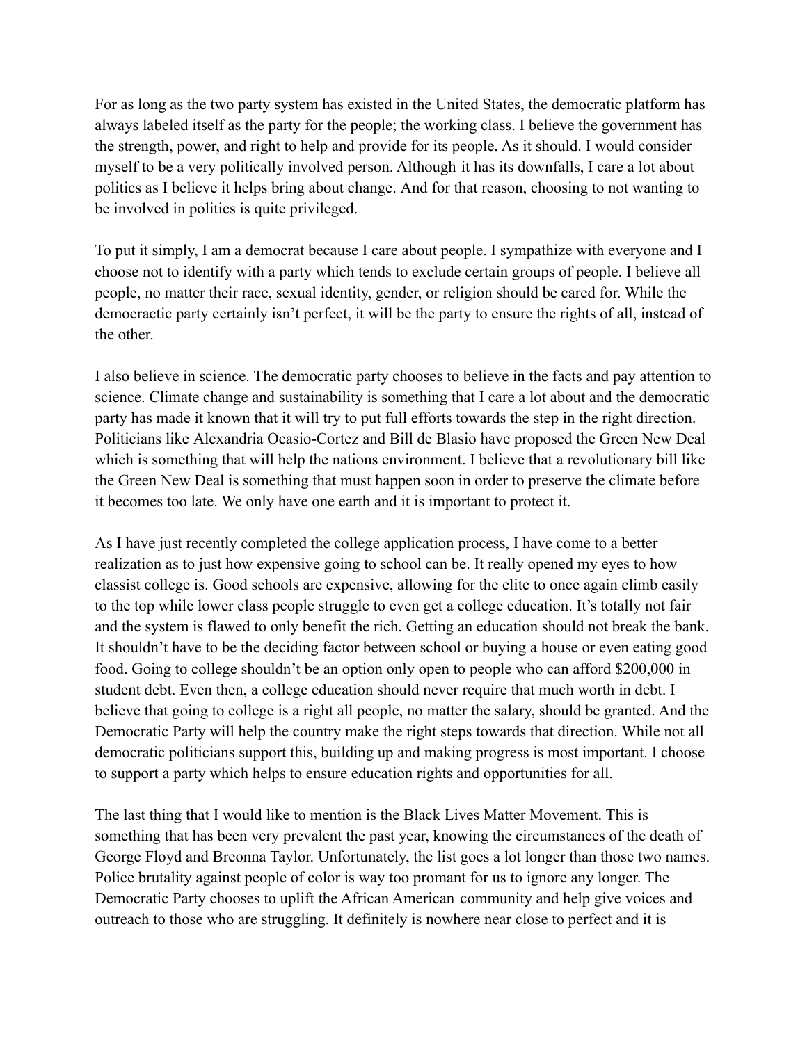For as long as the two party system has existed in the United States, the democratic platform has always labeled itself as the party for the people; the working class. I believe the government has the strength, power, and right to help and provide for its people. As it should. I would consider myself to be a very politically involved person. Although it has its downfalls, I care a lot about politics as I believe it helps bring about change. And for that reason, choosing to not wanting to be involved in politics is quite privileged.

To put it simply, I am a democrat because I care about people. I sympathize with everyone and I choose not to identify with a party which tends to exclude certain groups of people. I believe all people, no matter their race, sexual identity, gender, or religion should be cared for. While the democractic party certainly isn't perfect, it will be the party to ensure the rights of all, instead of the other.

I also believe in science. The democratic party chooses to believe in the facts and pay attention to science. Climate change and sustainability is something that I care a lot about and the democratic party has made it known that it will try to put full efforts towards the step in the right direction. Politicians like Alexandria Ocasio-Cortez and Bill de Blasio have proposed the Green New Deal which is something that will help the nations environment. I believe that a revolutionary bill like the Green New Deal is something that must happen soon in order to preserve the climate before it becomes too late. We only have one earth and it is important to protect it.

As I have just recently completed the college application process, I have come to a better realization as to just how expensive going to school can be. It really opened my eyes to how classist college is. Good schools are expensive, allowing for the elite to once again climb easily to the top while lower class people struggle to even get a college education. It's totally not fair and the system is flawed to only benefit the rich. Getting an education should not break the bank. It shouldn't have to be the deciding factor between school or buying a house or even eating good food. Going to college shouldn't be an option only open to people who can afford $200,000 in student debt. Even then, a college education should never require that much worth in debt. I believe that going to college is a right all people, no matter the salary, should be granted. And the Democratic Party will help the country make the right steps towards that direction. While not all democratic politicians support this, building up and making progress is most important. I choose to support a party which helps to ensure education rights and opportunities for all.

The last thing that I would like to mention is the Black Lives Matter Movement. This is something that has been very prevalent the past year, knowing the circumstances of the death of George Floyd and Breonna Taylor. Unfortunately, the list goes a lot longer than those two names. Police brutality against people of color is way too promant for us to ignore any longer. The Democratic Party chooses to uplift the African American community and help give voices and outreach to those who are struggling. It definitely is nowhere near close to perfect and it is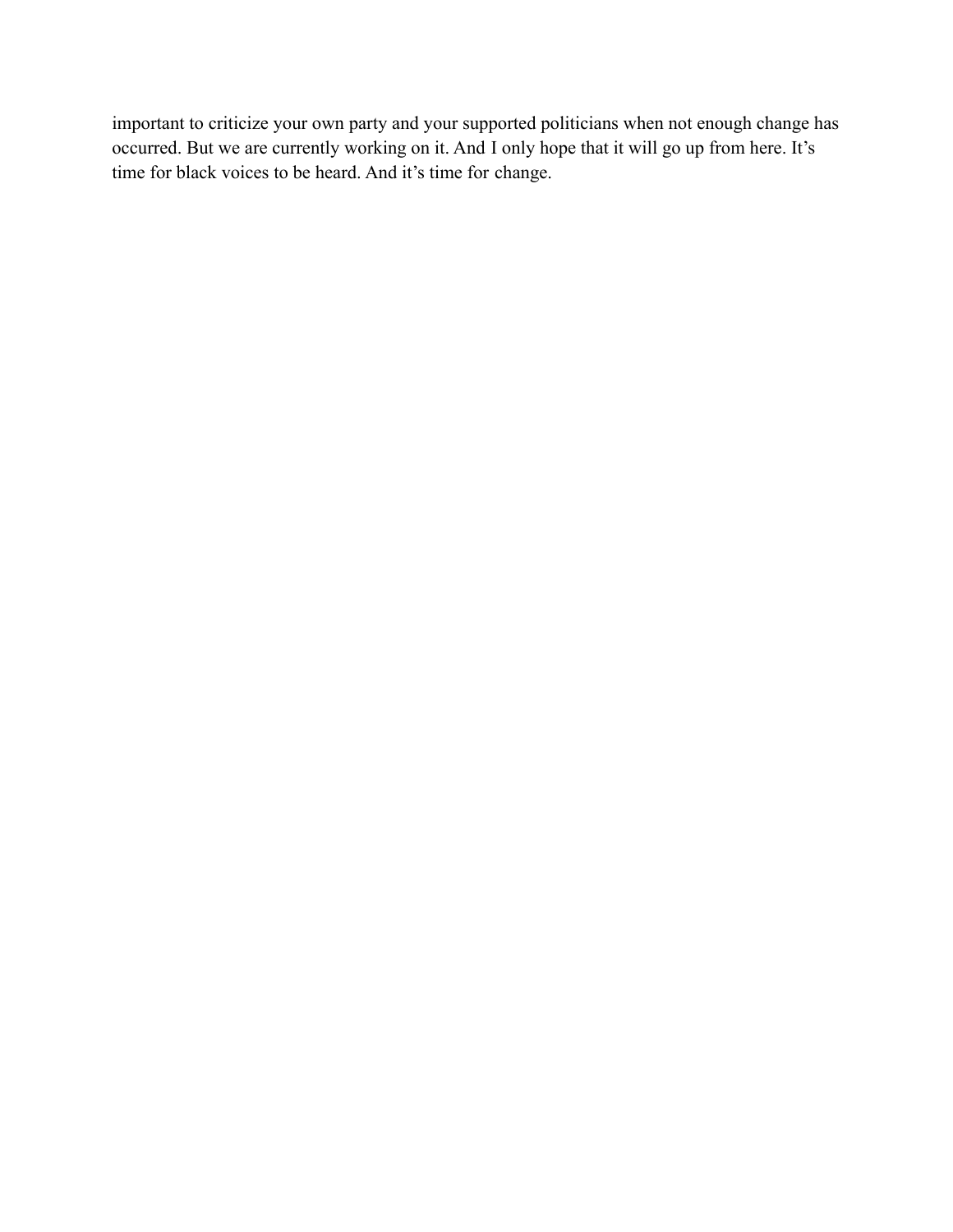important to criticize your own party and your supported politicians when not enough change has occurred. But we are currently working on it. And I only hope that it will go up from here. It's time for black voices to be heard. And it's time for change.